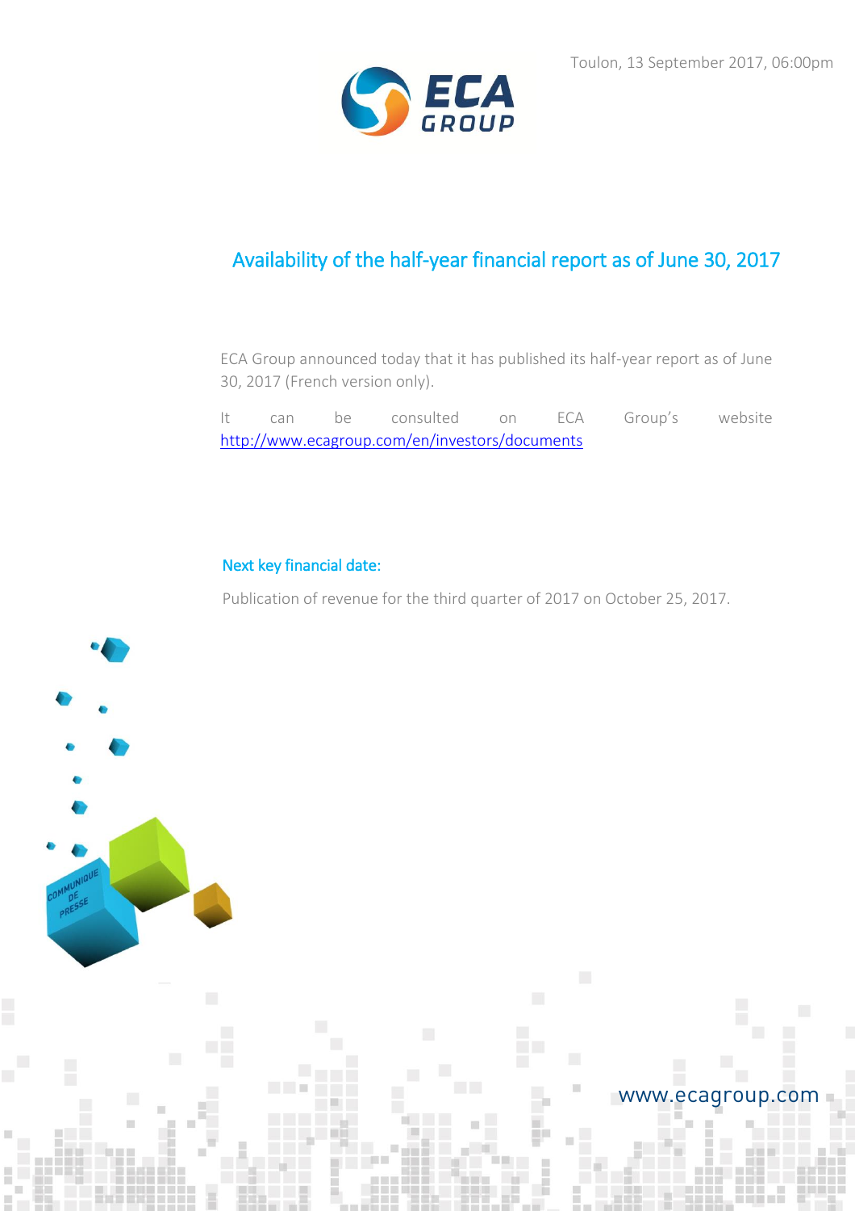Toulon, 13 September 2017, 06:00pm

# Availability of the half-year financial report as of June 30, 2017

ECA Group announced today that it has published its half-year report as of June 30, 2017 (French version only).

It can be consulted on ECA Group's website http://www.ecagroup.com/en/investors/documents

## Next key financial date:

Publication of revenue for the third quarter of 2017 on October 25, 2017.

www.ecagroup.com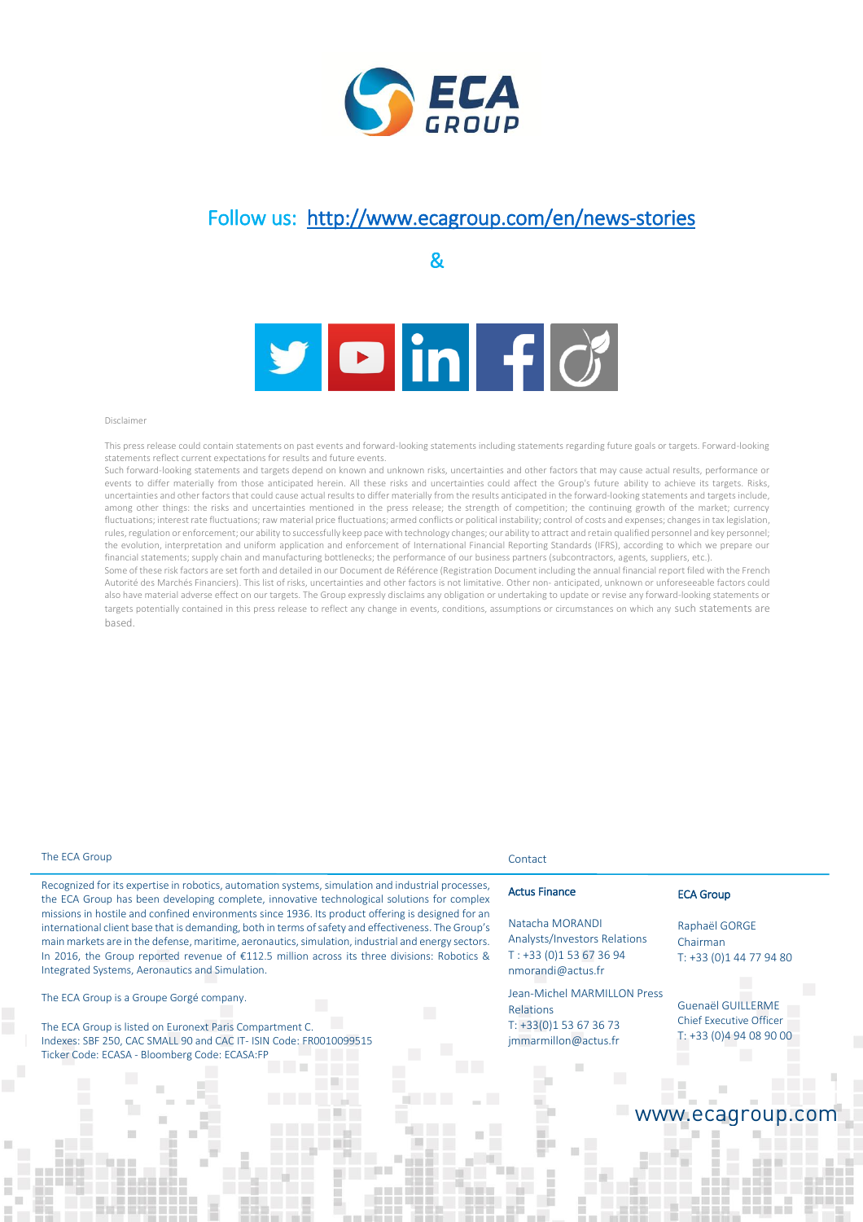Follow us: http://www.ecagroup.com/en/news-stories

&

Disclaimer

This press release could contain statements on past events and forward-looking statements including statements regarding future goals or targets. Forward-looking statements reflect current expectations for results and future events.
Such forward-looking statements and targets depend on known and unknown risks, uncertainties and other factors that may cause actual results, performance or events to differ materially from those anticipated herein. All these risks and uncertainties could affect the Group's future ability to achieve its targets. Risks, uncertainties and other factors that could cause actual results to differ materially from the results anticipated in the forward-looking statements and targets include, among other things: the risks and uncertainties mentioned in the press release; the strength of competition; the continuing growth of the market; currency fluctuations; interest rate fluctuations; raw material price fluctuations; armed conflicts or political instability; control of costs and expenses; changes in tax legislation, rules, regulation or enforcement; our ability to successfully keep pace with technology changes; our ability to attract and retain qualified personnel and key personnel; the evolution, interpretation and uniform application and enforcement of International Financial Reporting Standards (IFRS), according to which we prepare our financial statements; supply chain and manufacturing bottlenecks; the performance of our business partners (subcontractors, agents, suppliers, etc.).
Some of these risk factors are set forth and detailed in our Document de Référence (Registration Document including the annual financial report filed with the French Autorité des Marchés Financiers). This list of risks, uncertainties and other factors is not limitative. Other non- anticipated, unknown or unforeseeable factors could also have material adverse effect on our targets. The Group expressly disclaims any obligation or undertaking to update or revise any forward-looking statements or targets potentially contained in this press release to reflect any change in events, conditions, assumptions or circumstances on which any such statements are based.

The ECA Group

Recognized for its expertise in robotics, automation systems, simulation and industrial processes, the ECA Group has been developing complete, innovative technological solutions for complex missions in hostile and confined environments since 1936. Its product offering is designed for an international client base that is demanding, both in terms of safety and effectiveness. The Group's main markets are in the defense, maritime, aeronautics, simulation, industrial and energy sectors. In 2016, the Group reported revenue of €112.5 million across its three divisions: Robotics & Integrated Systems, Aeronautics and Simulation.

The ECA Group is a Groupe Gorgé company.

The ECA Group is listed on Euronext Paris Compartment C.
Indexes: SBF 250, CAC SMALL 90 and CAC IT- ISIN Code: FR0010099515
Ticker Code: ECASA - Bloomberg Code: ECASA:FP

Contact

**Actus Finance**

Natacha MORANDI
Analysts/Investors Relations
T : +33 (0)1 53 67 36 94
nmorandi@actus.fr

Jean-Michel MARMILLON Press Relations
T: +33(0)1 53 67 36 73
jmmarmillon@actus.fr

**ECA Group**

Raphaël GORGE
Chairman
T: +33 (0)1 44 77 94 80

Guenaël GUILLERME
Chief Executive Officer
T: +33 (0)4 94 08 90 00

www.ecagroup.com